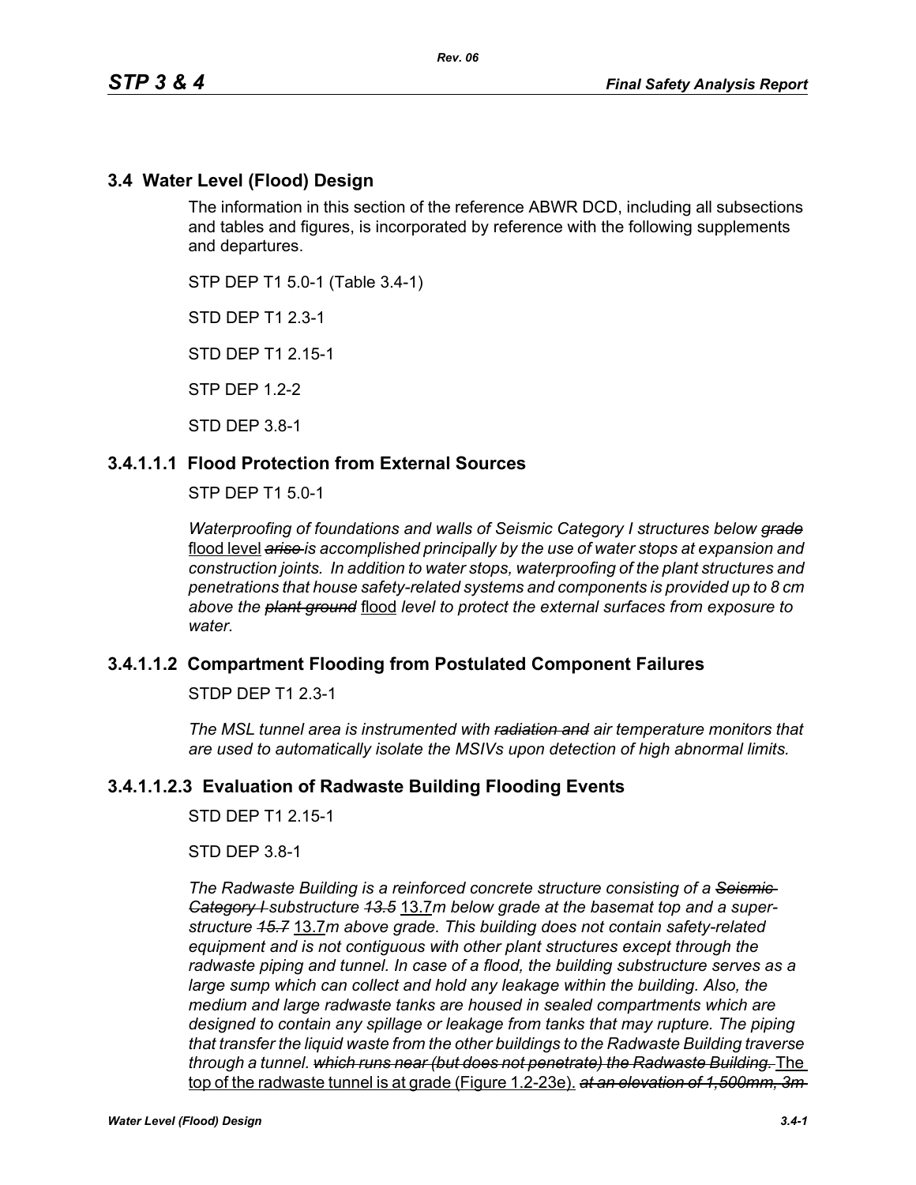## 3.4 Water Level (Flood) Design

The information in this section of the reference ABWR DCD, including all subsections and tables and figures, is incorporated by reference with the following supplements and departures.

STP DEP T1 5.0-1 (Table 3.4-1)

STD DEP T1 2.3-1

STD DEP T1 2.15-1

STP DEP 1.2-2

STD DEP 3.8-1

### 3.4.1.1.1 Flood Protection from External Sources

STP DEP T1 5.0-1

*Waterproofing of foundations and walls of Seismic Category I structures below* ~~*grade*~~ flood level ~~*arise*~~ *is accomplished principally by the use of water stops at expansion and construction joints. In addition to water stops, waterproofing of the plant structures and penetrations that house safety-related systems and components is provided up to 8 cm above the* ~~*plant ground*~~ flood *level to protect the external surfaces from exposure to water.*

### 3.4.1.1.2 Compartment Flooding from Postulated Component Failures

STDP DEP T1 2.3-1

*The MSL tunnel area is instrumented with* ~~*radiation and*~~ *air temperature monitors that are used to automatically isolate the MSIVs upon detection of high abnormal limits.*

### 3.4.1.1.2.3 Evaluation of Radwaste Building Flooding Events

STD DEP T1 2.15-1

STD DEP 3.8-1

*The Radwaste Building is a reinforced concrete structure consisting of a* ~~*Seismic Category I*~~ *substructure* ~~*13.5*~~ 13.7*m below grade at the basemat top and a superstructure* ~~*15.7*~~ 13.7*m above grade. This building does not contain safety-related equipment and is not contiguous with other plant structures except through the radwaste piping and tunnel. In case of a flood, the building substructure serves as a large sump which can collect and hold any leakage within the building. Also, the medium and large radwaste tanks are housed in sealed compartments which are designed to contain any spillage or leakage from tanks that may rupture. The piping that transfer the liquid waste from the other buildings to the Radwaste Building traverse through a tunnel.* ~~*which runs near (but does not penetrate) the Radwaste Building.*~~ The top of the radwaste tunnel is at grade (Figure 1.2-23e). ~~*at an elevation of 1,500mm, 3m*~~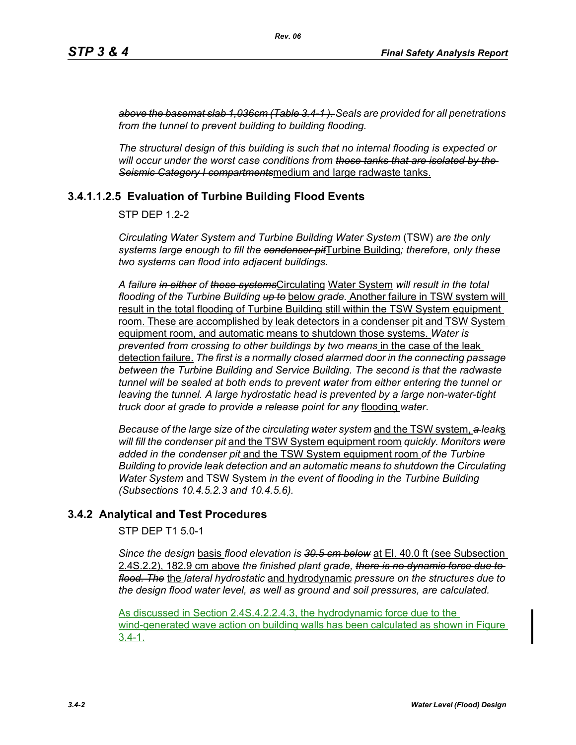~~*above the basemat slab 1,036cm (Table 3.4-1).*~~ *Seals are provided for all penetrations from the tunnel to prevent building to building flooding.*

*The structural design of this building is such that no internal flooding is expected or will occur under the worst case conditions from* ~~*those tanks that are isolated by the Seismic Category I compartments*~~medium and large radwaste tanks.

### 3.4.1.1.2.5 Evaluation of Turbine Building Flood Events

STP DEP 1.2-2

*Circulating Water System and Turbine Building Water System* (TSW) *are the only systems large enough to fill the* ~~*condenser pit*~~Turbine Building*; therefore, only these two systems can flood into adjacent buildings.*

*A failure* ~~*in either*~~ *of* ~~*these systems*~~Circulating Water System *will result in the total flooding of the Turbine Building* ~~*up to*~~ below *grade.* Another failure in TSW system will result in the total flooding of Turbine Building still within the TSW System equipment room. These are accomplished by leak detectors in a condenser pit and TSW System equipment room, and automatic means to shutdown those systems. *Water is prevented from crossing to other buildings by two means* in the case of the leak detection failure. *The first is a normally closed alarmed door in the connecting passage between the Turbine Building and Service Building. The second is that the radwaste tunnel will be sealed at both ends to prevent water from either entering the tunnel or leaving the tunnel. A large hydrostatic head is prevented by a large non-water-tight truck door at grade to provide a release point for any* flooding *water.*

*Because of the large size of the circulating water system* and the TSW system, ~~*a*~~ *leak*s *will fill the condenser pit* and the TSW System equipment room *quickly. Monitors were added in the condenser pit* and the TSW System equipment room *of the Turbine Building to provide leak detection and an automatic means to shutdown the Circulating Water System* and TSW System *in the event of flooding in the Turbine Building (Subsections 10.4.5.2.3 and 10.4.5.6).*

## 3.4.2 Analytical and Test Procedures

STP DEP T1 5.0-1

*Since the design* basis *flood elevation is* ~~*30.5 cm below*~~ at El. 40.0 ft (see Subsection 2.4S.2.2), 182.9 cm above *the finished plant grade,* ~~*there is no dynamic force due to flood. The*~~ the *lateral hydrostatic* and hydrodynamic *pressure on the structures due to the design flood water level, as well as ground and soil pressures, are calculated.*

As discussed in Section 2.4S.4.2.2.4.3, the hydrodynamic force due to the wind-generated wave action on building walls has been calculated as shown in Figure 3.4-1.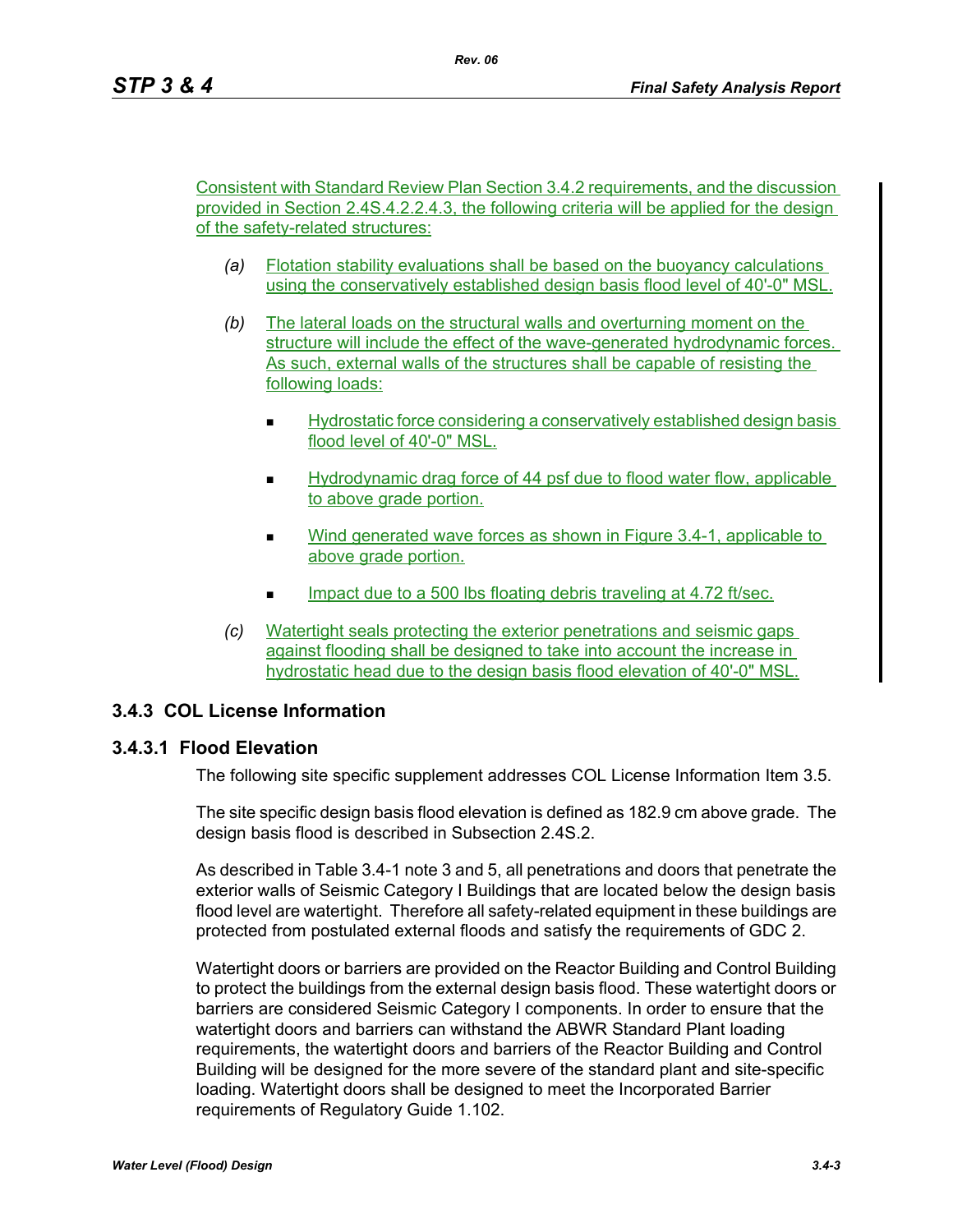Consistent with Standard Review Plan Section 3.4.2 requirements, and the discussion provided in Section 2.4S.4.2.2.4.3, the following criteria will be applied for the design of the safety-related structures:

(a) Flotation stability evaluations shall be based on the buoyancy calculations using the conservatively established design basis flood level of 40'-0" MSL.

(b) The lateral loads on the structural walls and overturning moment on the structure will include the effect of the wave-generated hydrodynamic forces. As such, external walls of the structures shall be capable of resisting the following loads:

- Hydrostatic force considering a conservatively established design basis flood level of 40'-0" MSL.
- Hydrodynamic drag force of 44 psf due to flood water flow, applicable to above grade portion.
- Wind generated wave forces as shown in Figure 3.4-1, applicable to above grade portion.
- Impact due to a 500 lbs floating debris traveling at 4.72 ft/sec.

(c) Watertight seals protecting the exterior penetrations and seismic gaps against flooding shall be designed to take into account the increase in hydrostatic head due to the design basis flood elevation of 40'-0" MSL.

## 3.4.3 COL License Information

### 3.4.3.1 Flood Elevation

The following site specific supplement addresses COL License Information Item 3.5.

The site specific design basis flood elevation is defined as 182.9 cm above grade. The design basis flood is described in Subsection 2.4S.2.

As described in Table 3.4-1 note 3 and 5, all penetrations and doors that penetrate the exterior walls of Seismic Category I Buildings that are located below the design basis flood level are watertight. Therefore all safety-related equipment in these buildings are protected from postulated external floods and satisfy the requirements of GDC 2.

Watertight doors or barriers are provided on the Reactor Building and Control Building to protect the buildings from the external design basis flood. These watertight doors or barriers are considered Seismic Category I components. In order to ensure that the watertight doors and barriers can withstand the ABWR Standard Plant loading requirements, the watertight doors and barriers of the Reactor Building and Control Building will be designed for the more severe of the standard plant and site-specific loading. Watertight doors shall be designed to meet the Incorporated Barrier requirements of Regulatory Guide 1.102.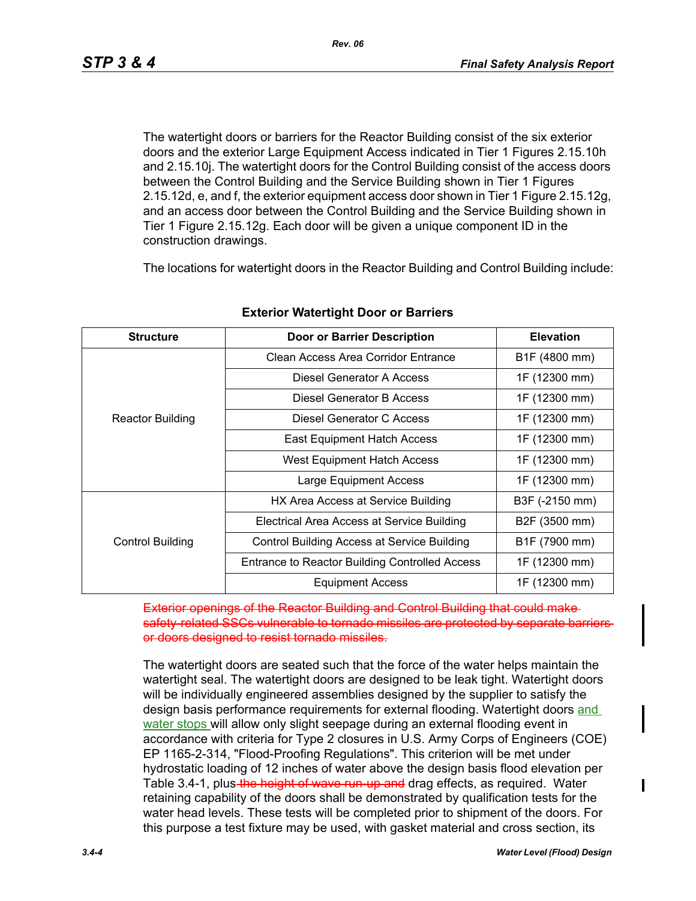The watertight doors or barriers for the Reactor Building consist of the six exterior doors and the exterior Large Equipment Access indicated in Tier 1 Figures 2.15.10h and 2.15.10j. The watertight doors for the Control Building consist of the access doors between the Control Building and the Service Building shown in Tier 1 Figures 2.15.12d, e, and f, the exterior equipment access door shown in Tier 1 Figure 2.15.12g, and an access door between the Control Building and the Service Building shown in Tier 1 Figure 2.15.12g. Each door will be given a unique component ID in the construction drawings.

The locations for watertight doors in the Reactor Building and Control Building include:

**Exterior Watertight Door or Barriers**

| Structure | Door or Barrier Description | Elevation |
|---|---|---|
| Reactor Building | Clean Access Area Corridor Entrance | B1F (4800 mm) |
| | Diesel Generator A Access | 1F (12300 mm) |
| | Diesel Generator B Access | 1F (12300 mm) |
| | Diesel Generator C Access | 1F (12300 mm) |
| | East Equipment Hatch Access | 1F (12300 mm) |
| | West Equipment Hatch Access | 1F (12300 mm) |
| | Large Equipment Access | 1F (12300 mm) |
| Control Building | HX Area Access at Service Building | B3F (-2150 mm) |
| | Electrical Area Access at Service Building | B2F (3500 mm) |
| | Control Building Access at Service Building | B1F (7900 mm) |
| | Entrance to Reactor Building Controlled Access | 1F (12300 mm) |
| | Equipment Access | 1F (12300 mm) |

~~Exterior openings of the Reactor Building and Control Building that could make safety-related SSCs vulnerable to tornado missiles are protected by separate barriers or doors designed to resist tornado missiles.~~

The watertight doors are seated such that the force of the water helps maintain the watertight seal. The watertight doors are designed to be leak tight. Watertight doors will be individually engineered assemblies designed by the supplier to satisfy the design basis performance requirements for external flooding. Watertight doors and water stops will allow only slight seepage during an external flooding event in accordance with criteria for Type 2 closures in U.S. Army Corps of Engineers (COE) EP 1165-2-314, "Flood-Proofing Regulations". This criterion will be met under hydrostatic loading of 12 inches of water above the design basis flood elevation per Table 3.4-1, plus ~~the height of wave run-up and~~ drag effects, as required. Water retaining capability of the doors shall be demonstrated by qualification tests for the water head levels. These tests will be completed prior to shipment of the doors. For this purpose a test fixture may be used, with gasket material and cross section, its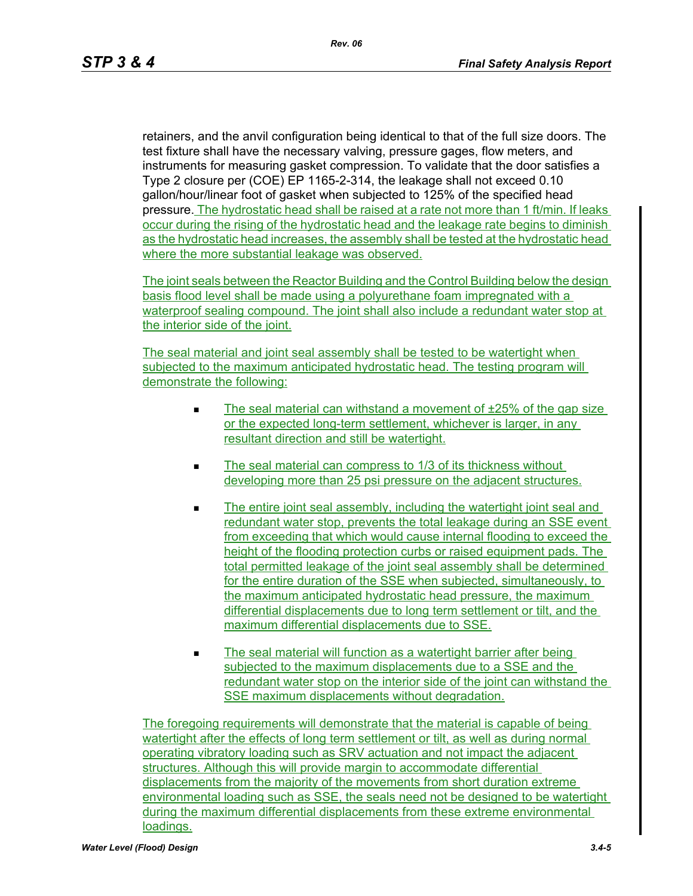retainers, and the anvil configuration being identical to that of the full size doors. The test fixture shall have the necessary valving, pressure gages, flow meters, and instruments for measuring gasket compression. To validate that the door satisfies a Type 2 closure per (COE) EP 1165-2-314, the leakage shall not exceed 0.10 gallon/hour/linear foot of gasket when subjected to 125% of the specified head pressure. The hydrostatic head shall be raised at a rate not more than 1 ft/min. If leaks occur during the rising of the hydrostatic head and the leakage rate begins to diminish as the hydrostatic head increases, the assembly shall be tested at the hydrostatic head where the more substantial leakage was observed.

The joint seals between the Reactor Building and the Control Building below the design basis flood level shall be made using a polyurethane foam impregnated with a waterproof sealing compound. The joint shall also include a redundant water stop at the interior side of the joint.

The seal material and joint seal assembly shall be tested to be watertight when subjected to the maximum anticipated hydrostatic head. The testing program will demonstrate the following:

- The seal material can withstand a movement of ±25% of the gap size or the expected long-term settlement, whichever is larger, in any resultant direction and still be watertight.
- The seal material can compress to 1/3 of its thickness without developing more than 25 psi pressure on the adjacent structures.
- The entire joint seal assembly, including the watertight joint seal and redundant water stop, prevents the total leakage during an SSE event from exceeding that which would cause internal flooding to exceed the height of the flooding protection curbs or raised equipment pads. The total permitted leakage of the joint seal assembly shall be determined for the entire duration of the SSE when subjected, simultaneously, to the maximum anticipated hydrostatic head pressure, the maximum differential displacements due to long term settlement or tilt, and the maximum differential displacements due to SSE.
- The seal material will function as a watertight barrier after being subjected to the maximum displacements due to a SSE and the redundant water stop on the interior side of the joint can withstand the SSE maximum displacements without degradation.

The foregoing requirements will demonstrate that the material is capable of being watertight after the effects of long term settlement or tilt, as well as during normal operating vibratory loading such as SRV actuation and not impact the adjacent structures. Although this will provide margin to accommodate differential displacements from the majority of the movements from short duration extreme environmental loading such as SSE, the seals need not be designed to be watertight during the maximum differential displacements from these extreme environmental loadings.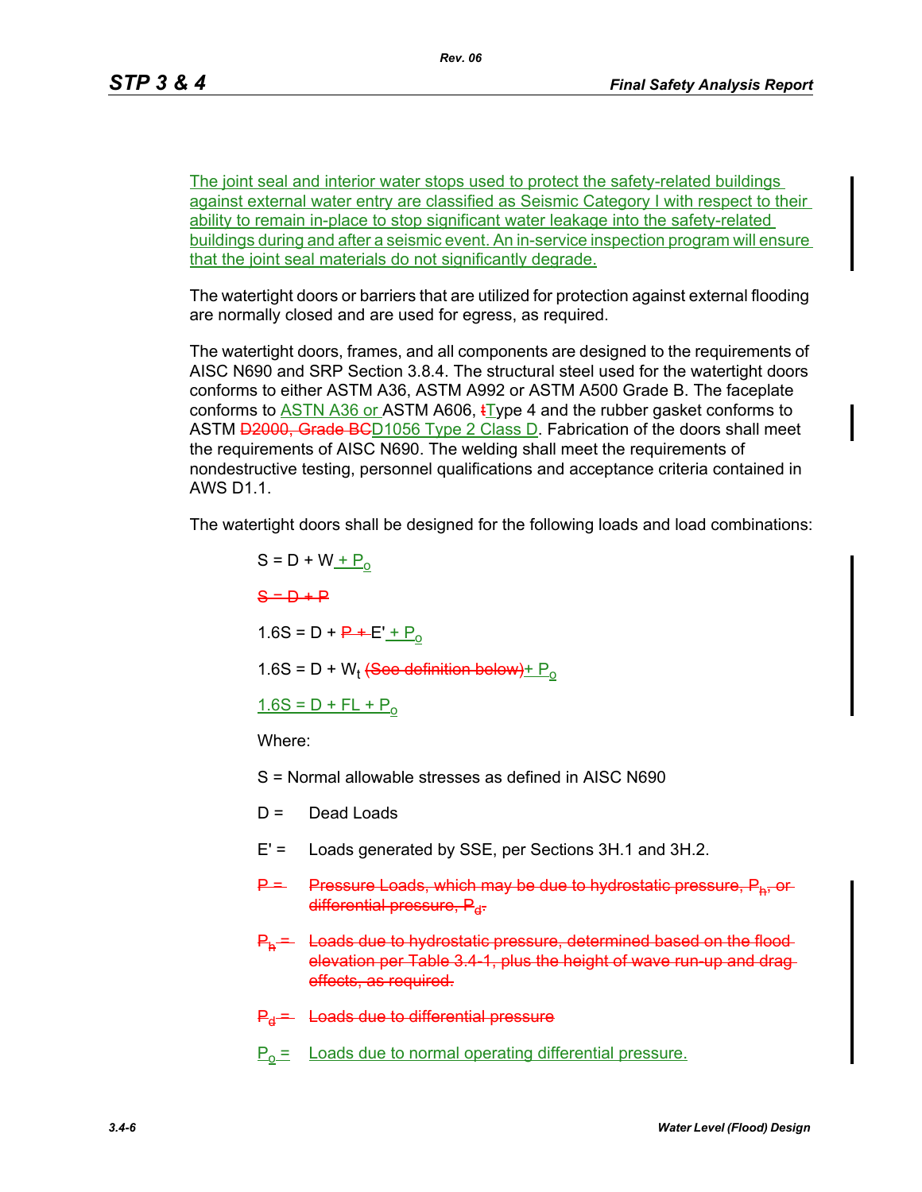The joint seal and interior water stops used to protect the safety-related buildings against external water entry are classified as Seismic Category I with respect to their ability to remain in-place to stop significant water leakage into the safety-related buildings during and after a seismic event. An in-service inspection program will ensure that the joint seal materials do not significantly degrade.

The watertight doors or barriers that are utilized for protection against external flooding are normally closed and are used for egress, as required.

The watertight doors, frames, and all components are designed to the requirements of AISC N690 and SRP Section 3.8.4. The structural steel used for the watertight doors conforms to either ASTM A36, ASTM A992 or ASTM A500 Grade B. The faceplate conforms to ASTN A36 or ASTM A606, ~~t~~Type 4 and the rubber gasket conforms to ASTM ~~D2000, Grade BC~~D1056 Type 2 Class D. Fabrication of the doors shall meet the requirements of AISC N690. The welding shall meet the requirements of nondestructive testing, personnel qualifications and acceptance criteria contained in AWS D1.1.

The watertight doors shall be designed for the following loads and load combinations:

$S = D + W + P_o$

~~$S = D + P$~~

$1.6S = D +$ ~~$P +$~~ $E' + P_o$

$1.6S = D + W_t$ ~~(See definition below)~~ $+ P_o$

$1.6S = D + FL + P_o$

Where:

S = Normal allowable stresses as defined in AISC N690

D = Dead Loads

E' = Loads generated by SSE, per Sections 3H.1 and 3H.2.

~~P = Pressure Loads, which may be due to hydrostatic pressure, $P_h$, or differential pressure, $P_d$.~~

~~$P_h$ = Loads due to hydrostatic pressure, determined based on the flood elevation per Table 3.4-1, plus the height of wave run-up and drag effects, as required.~~

~~$P_d$ = Loads due to differential pressure~~

$P_o$ = Loads due to normal operating differential pressure.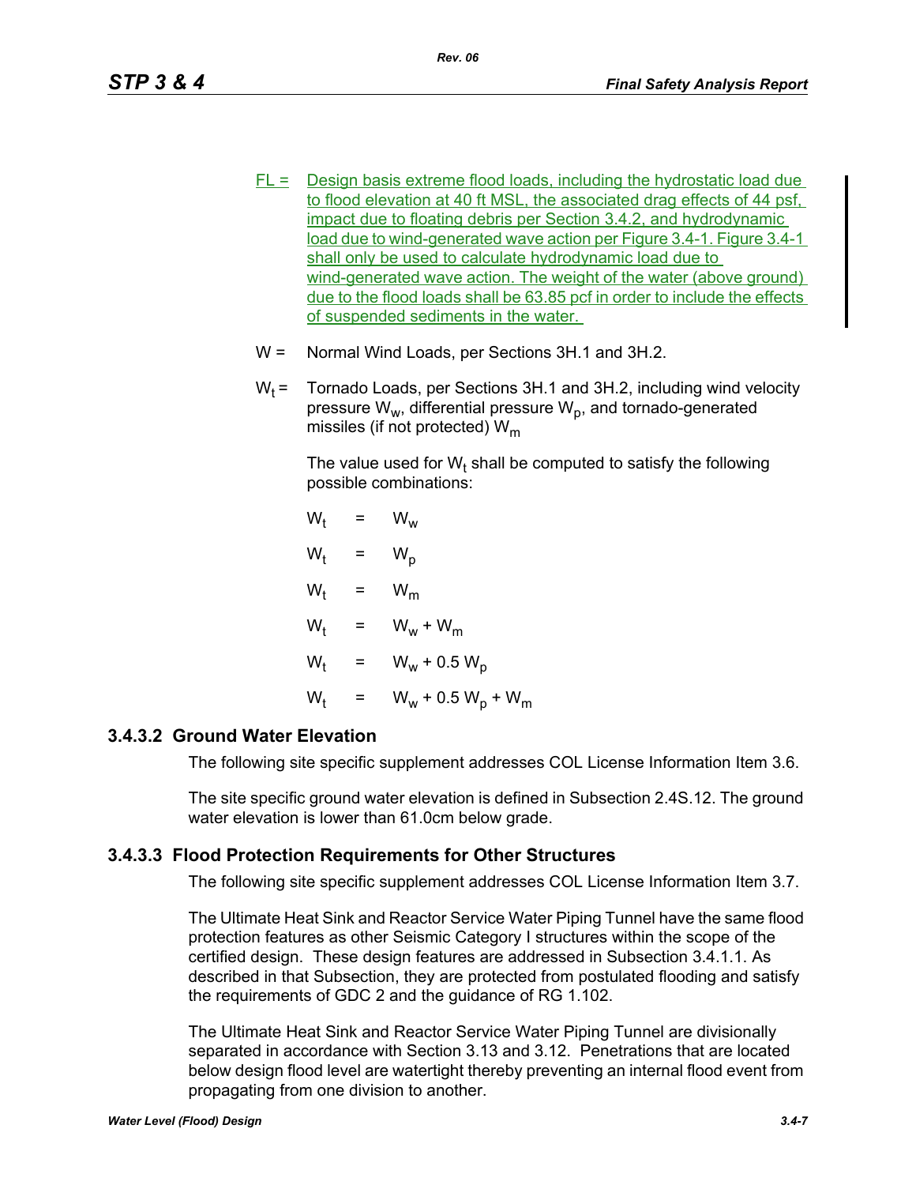FL = Design basis extreme flood loads, including the hydrostatic load due to flood elevation at 40 ft MSL, the associated drag effects of 44 psf, impact due to floating debris per Section 3.4.2, and hydrodynamic load due to wind-generated wave action per Figure 3.4-1. Figure 3.4-1 shall only be used to calculate hydrodynamic load due to wind-generated wave action. The weight of the water (above ground) due to the flood loads shall be 63.85 pcf in order to include the effects of suspended sediments in the water.

W = Normal Wind Loads, per Sections 3H.1 and 3H.2.

$W_t$ = Tornado Loads, per Sections 3H.1 and 3H.2, including wind velocity pressure $W_w$, differential pressure $W_p$, and tornado-generated missiles (if not protected) $W_m$

The value used for $W_t$ shall be computed to satisfy the following possible combinations:

$$W_t = W_w$$

$$W_t = W_p$$

$$W_t = W_m$$

$$W_t = W_w + W_m$$

$$W_t = W_w + 0.5\ W_p$$

$$W_t = W_w + 0.5\ W_p + W_m$$

### 3.4.3.2 Ground Water Elevation

The following site specific supplement addresses COL License Information Item 3.6.

The site specific ground water elevation is defined in Subsection 2.4S.12. The ground water elevation is lower than 61.0cm below grade.

### 3.4.3.3 Flood Protection Requirements for Other Structures

The following site specific supplement addresses COL License Information Item 3.7.

The Ultimate Heat Sink and Reactor Service Water Piping Tunnel have the same flood protection features as other Seismic Category I structures within the scope of the certified design. These design features are addressed in Subsection 3.4.1.1. As described in that Subsection, they are protected from postulated flooding and satisfy the requirements of GDC 2 and the guidance of RG 1.102.

The Ultimate Heat Sink and Reactor Service Water Piping Tunnel are divisionally separated in accordance with Section 3.13 and 3.12. Penetrations that are located below design flood level are watertight thereby preventing an internal flood event from propagating from one division to another.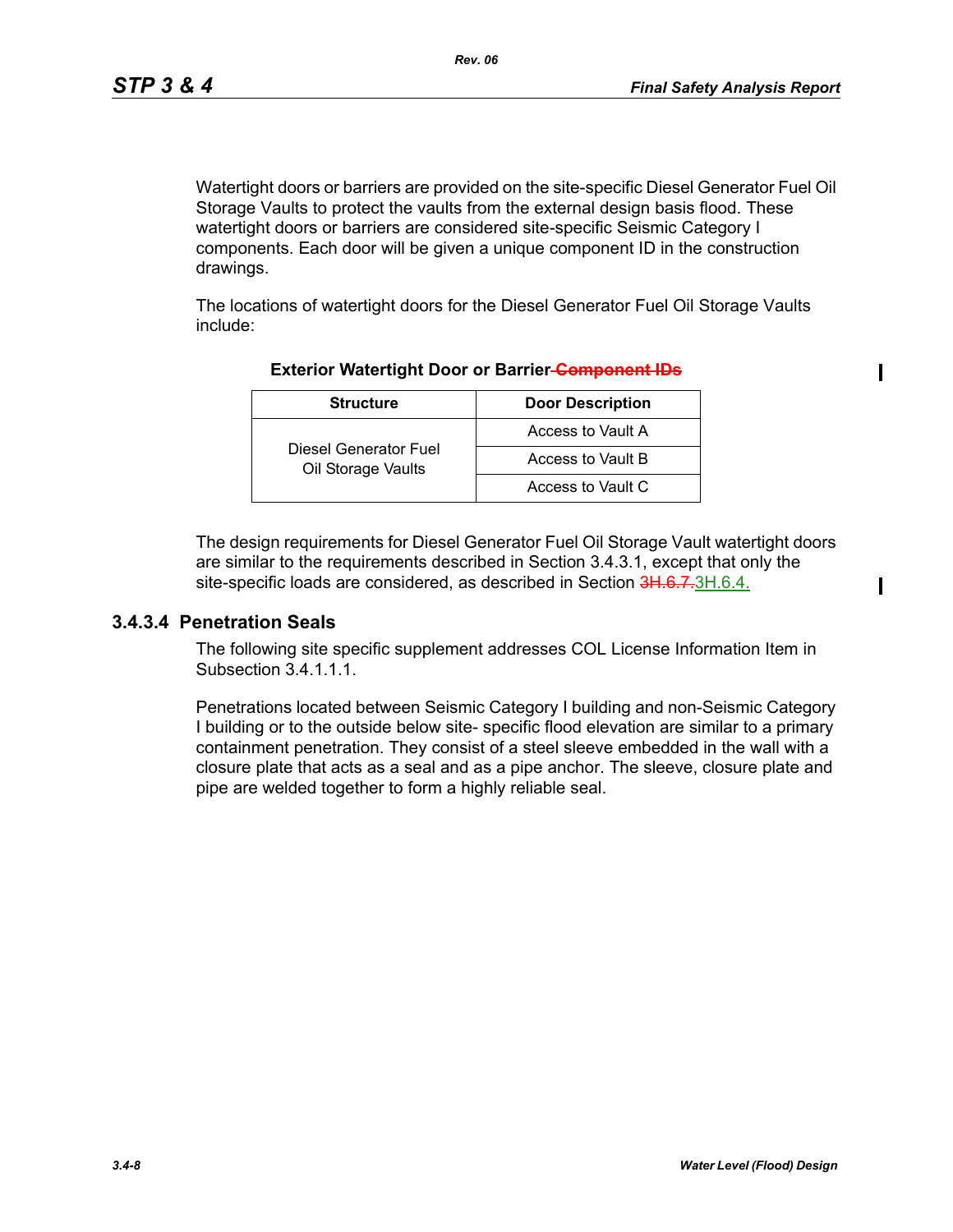Watertight doors or barriers are provided on the site-specific Diesel Generator Fuel Oil Storage Vaults to protect the vaults from the external design basis flood. These watertight doors or barriers are considered site-specific Seismic Category I components. Each door will be given a unique component ID in the construction drawings.

The locations of watertight doors for the Diesel Generator Fuel Oil Storage Vaults include:

**Exterior Watertight Door or Barrier ~~Component IDs~~**

| Structure | Door Description |
|---|---|
| Diesel Generator Fuel Oil Storage Vaults | Access to Vault A |
| | Access to Vault B |
| | Access to Vault C |

The design requirements for Diesel Generator Fuel Oil Storage Vault watertight doors are similar to the requirements described in Section 3.4.3.1, except that only the site-specific loads are considered, as described in Section ~~3H.6.7.~~3H.6.4.

### 3.4.3.4 Penetration Seals

The following site specific supplement addresses COL License Information Item in Subsection 3.4.1.1.1.

Penetrations located between Seismic Category I building and non-Seismic Category I building or to the outside below site- specific flood elevation are similar to a primary containment penetration. They consist of a steel sleeve embedded in the wall with a closure plate that acts as a seal and as a pipe anchor. The sleeve, closure plate and pipe are welded together to form a highly reliable seal.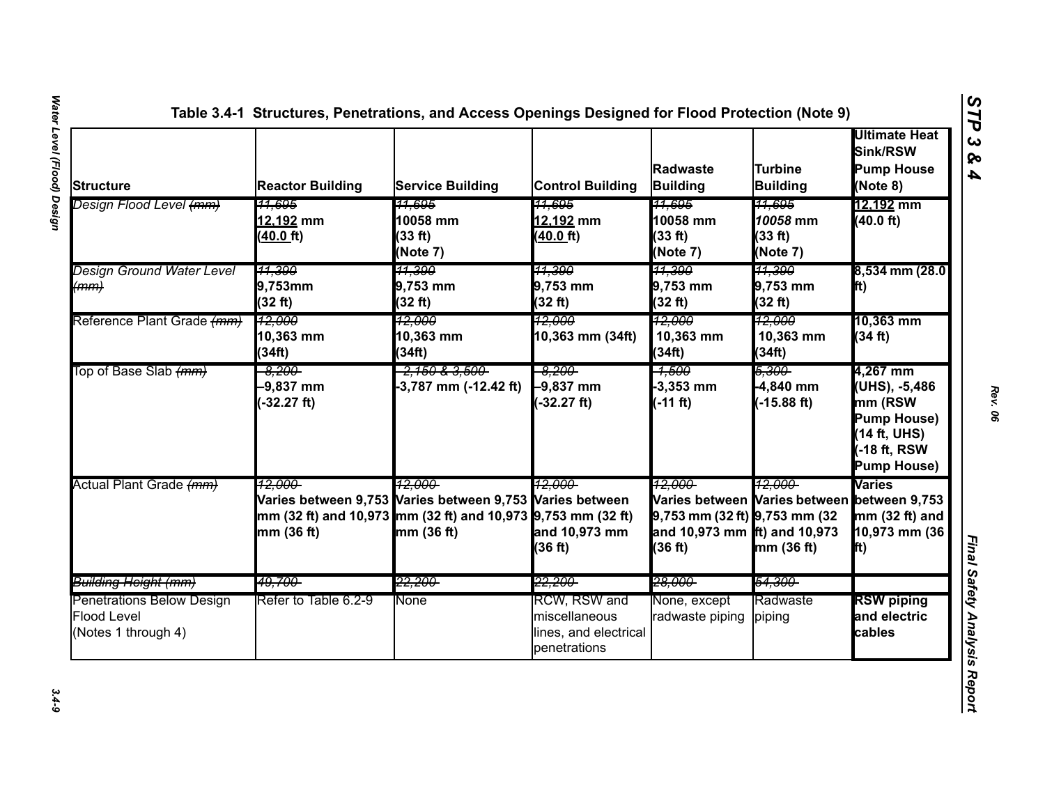Table 3.4-1 Structures, Penetrations, and Access Openings Designed for Flood Protection (Note 9)

| Structure | Reactor Building | Service Building | Control Building | Radwaste Building | Turbine Building | Ultimate Heat Sink/RSW Pump House (Note 8) |
|---|---|---|---|---|---|---|
| *Design Flood Level ~~(mm)~~* | ~~11,695~~ 12,192 mm (40.0 ft) | ~~11,695~~ 10058 mm (33 ft) (Note 7) | ~~11,695~~ 12,192 mm (40.0 ft) | ~~11,695~~ 10058 mm (33 ft) (Note 7) | ~~11,695~~ *10058* mm (33 ft) (Note 7) | 12,192 mm (40.0 ft) |
| *Design Ground Water Level ~~(mm)~~* | ~~11,300~~ 9,753mm (32 ft) | ~~11,300~~ 9,753 mm (32 ft) | ~~11,300~~ 9,753 mm (32 ft) | ~~11,300~~ 9,753 mm (32 ft) | ~~11,300~~ 9,753 mm (32 ft) | 8,534 mm (28.0 ft) |
| Reference Plant Grade ~~(mm)~~ | ~~12,000~~ 10,363 mm (34ft) | ~~12,000~~ 10,363 mm (34ft) | ~~12,000~~ 10,363 mm (34ft) | ~~12,000~~ 10,363 mm (34ft) | ~~12,000~~ 10,363 mm (34ft) | 10,363 mm (34 ft) |
| Top of Base Slab ~~(mm)~~ | ~~-8,200~~ –9,837 mm (-32.27 ft) | ~~-2,150 & 3,500~~ -3,787 mm (-12.42 ft) | ~~-8,200~~ –9,837 mm (-32.27 ft) | ~~-1,500~~ -3,353 mm (-11 ft) | ~~5,300~~ -4,840 mm (-15.88 ft) | 4,267 mm (UHS), -5,486 mm (RSW Pump House) (14 ft, UHS) (-18 ft, RSW Pump House) |
| Actual Plant Grade ~~(mm)~~ | ~~12,000~~ Varies between 9,753 mm (32 ft) and 10,973 mm (36 ft) | ~~12,000~~ Varies between 9,753 mm (32 ft) and 10,973 mm (36 ft) | ~~12,000~~ Varies between 9,753 mm (32 ft) and 10,973 mm (36 ft) | ~~12,000~~ Varies between 9,753 mm (32 ft) and 10,973 mm (36 ft) | ~~12,000~~ Varies between 9,753 mm (32 ft) and 10,973 mm (36 ft) | Varies between 9,753 mm (32 ft) and 10,973 mm (36 ft) |
| ~~*Building Height (mm)*~~ | ~~49,700~~ | ~~22,200~~ | ~~22,200~~ | ~~28,000~~ | ~~54,300~~ | |
| Penetrations Below Design Flood Level (Notes 1 through 4) | Refer to Table 6.2-9 | None | RCW, RSW and miscellaneous lines, and electrical penetrations | None, except radwaste piping | Radwaste piping | RSW piping and electric cables |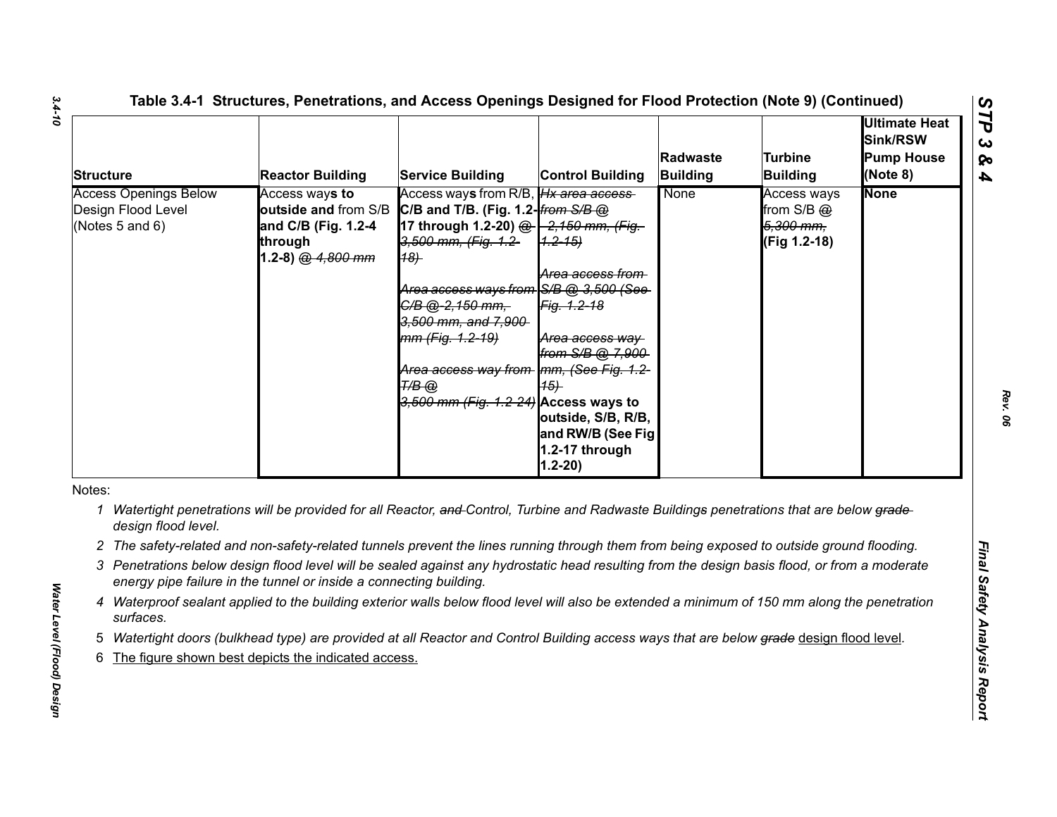**Table 3.4-1 Structures, Penetrations, and Access Openings Designed for Flood Protection (Note 9) (Continued)**

| Structure | Reactor Building | Service Building | Control Building | Radwaste Building | Turbine Building | Ultimate Heat Sink/RSW Pump House (Note 8) |
|---|---|---|---|---|---|---|
| Access Openings Below Design Flood Level (Notes 5 and 6) | Access ways **to outside and** from S/B **and C/B (Fig. 1.2-4 through 1.2-8)** @ ~~4,800 mm~~ | Access way**s** from R/B, **C/B and T/B. (Fig. 1.2-17 through 1.2-20)** ~~@ 3,500 mm, (Fig. 1.2-18)~~ ~~Area access ways from C/B @ 2,150 mm, 3,500 mm, and 7,900 mm (Fig. 1.2-19)~~ ~~Area access way from T/B @ 3,500 mm (Fig. 1.2-24)~~ | ~~Hx area access from S/B @ 2,150 mm, (Fig. 1.2-15)~~ ~~Area access from S/B @ 3,500 (See Fig. 1.2-18~~ ~~Area access way from S/B @ 7,900 mm, (See Fig. 1.2-15)~~ **Access ways to outside, S/B, R/B, and RW/B (See Fig 1.2-17 through 1.2-20)** | None | Access ways from S/B ~~@ 5,300 mm,~~ **(Fig 1.2-18)** | **None** |

Notes:

1 *Watertight penetrations will be provided for all Reactor, ~~and~~ Control, Turbine and Radwaste Buildings penetrations that are below ~~grade~~ design flood level.*

2 *The safety-related and non-safety-related tunnels prevent the lines running through them from being exposed to outside ground flooding.*

3 *Penetrations below design flood level will be sealed against any hydrostatic head resulting from the design basis flood, or from a moderate energy pipe failure in the tunnel or inside a connecting building.*

4 *Waterproof sealant applied to the building exterior walls below flood level will also be extended a minimum of 150 mm along the penetration surfaces.*

5 *Watertight doors (bulkhead type) are provided at all Reactor and Control Building access ways that are below ~~grade~~* design flood level.

6 The figure shown best depicts the indicated access.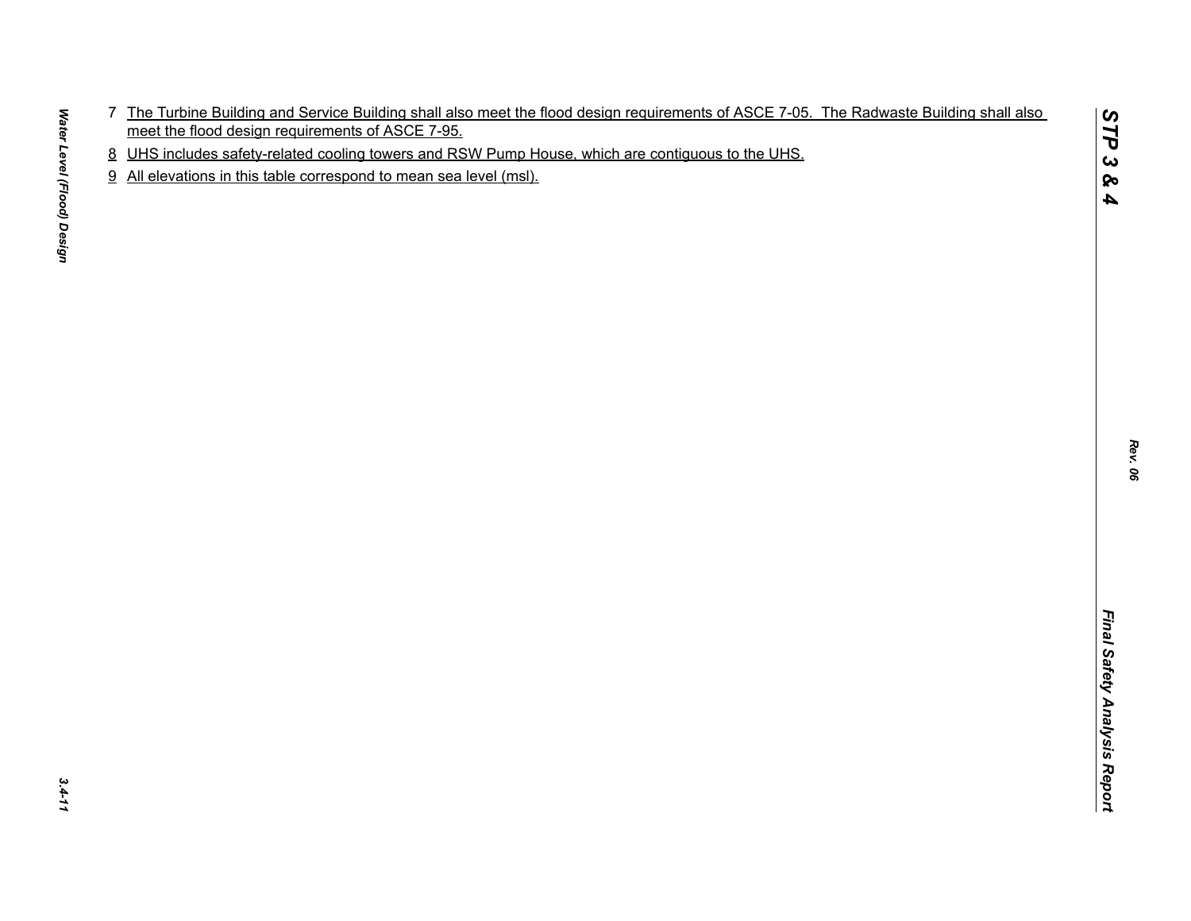7 The Turbine Building and Service Building shall also meet the flood design requirements of ASCE 7-05. The Radwaste Building shall also meet the flood design requirements of ASCE 7-95.

8 UHS includes safety-related cooling towers and RSW Pump House, which are contiguous to the UHS.

9 All elevations in this table correspond to mean sea level (msl).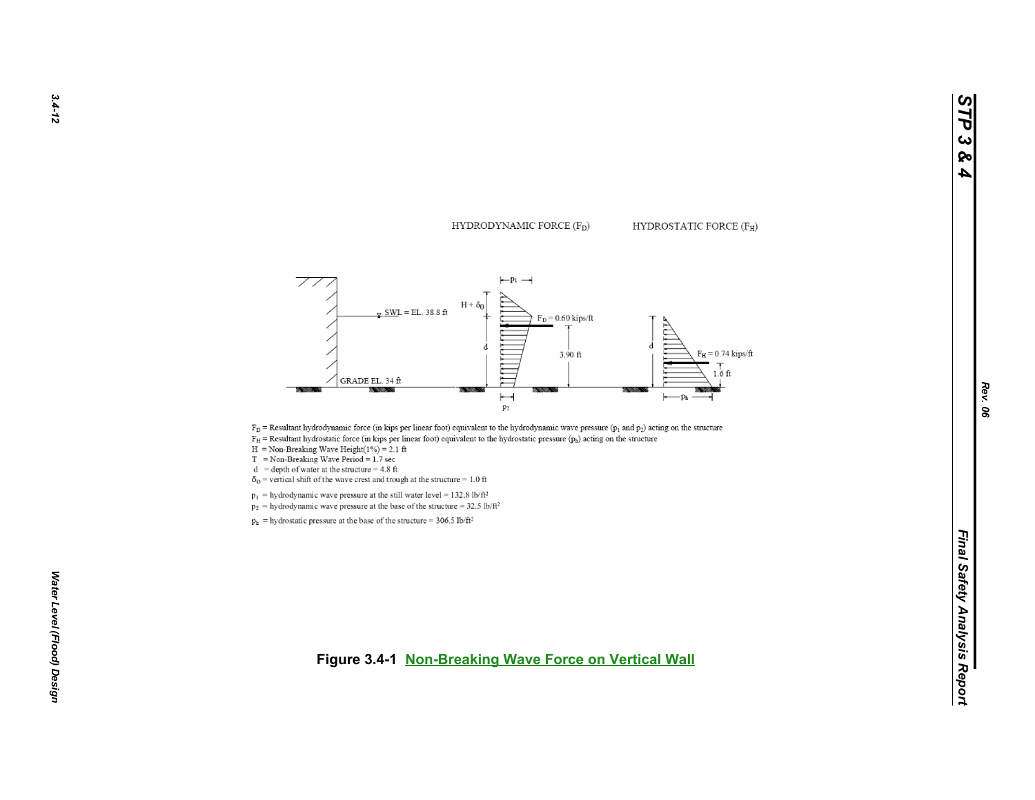HYDRODYNAMIC FORCE ($F_D$)

HYDROSTATIC FORCE ($F_H$)

SWL = EL. 38.8 ft

GRADE EL. 34 ft

$H + \delta_0$

$p_1$

$F_D = 0.60$ kips/ft

d

3.90 ft

$p_2$

d

$F_H = 0.74$ kips/ft

1.6 ft

$p_h$

$F_D$ = Resultant hydrodynamic force (in kips per linear foot) equivalent to the hydrodynamic wave pressure ($p_1$ and $p_2$) acting on the structure

$F_H$ = Resultant hydrostatic force (in kips per linear foot) equivalent to the hydrostatic pressure ($p_h$) acting on the structure

H = Non-Breaking Wave Height(1%) = 2.1 ft

T = Non-Breaking Wave Period = 1.7 sec

d = depth of water at the structure = 4.8 ft

$\delta_0$ = vertical shift of the wave crest and trough at the structure = 1.0 ft

$p_1$ = hydrodynamic wave pressure at the still water level = 132.8 lb/ft²

$p_2$ = hydrodynamic wave pressure at the base of the structure = 32.5 lb/ft²

$p_h$ = hydrostatic pressure at the base of the structure = 306.5 lb/ft²

**Figure 3.4-1 Non-Breaking Wave Force on Vertical Wall**